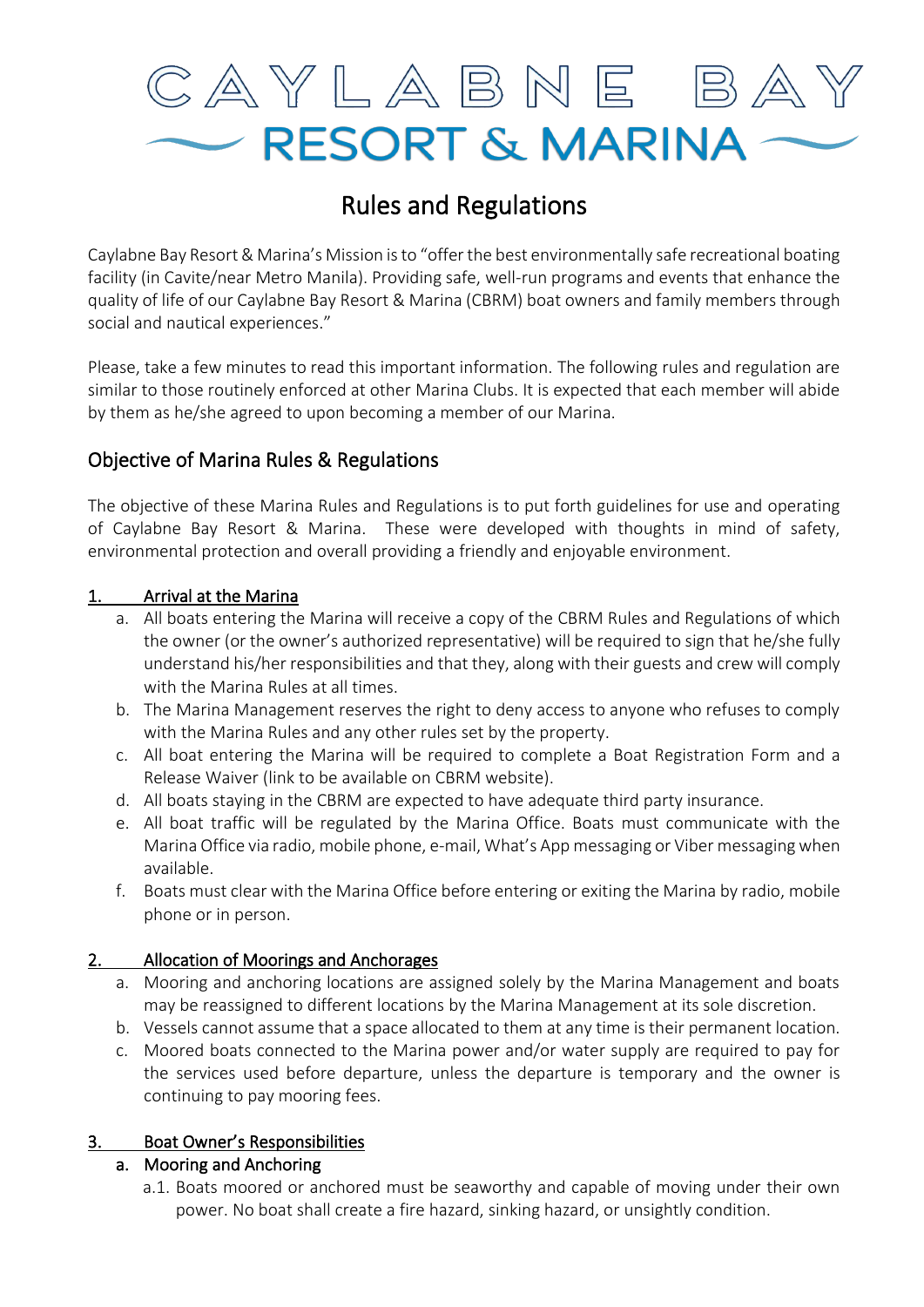# CAYLABNE BAY RESORT & MARINA

## Rules and Regulations

Caylabne Bay Resort & Marina's Mission is to "offer the best environmentally safe recreational boating facility (in Cavite/near Metro Manila). Providing safe, well-run programs and events that enhance the quality of life of our Caylabne Bay Resort & Marina (CBRM) boat owners and family members through social and nautical experiences."

Please, take a few minutes to read this important information. The following rules and regulation are similar to those routinely enforced at other Marina Clubs. It is expected that each member will abide by them as he/she agreed to upon becoming a member of our Marina.

## Objective of Marina Rules & Regulations

The objective of these Marina Rules and Regulations is to put forth guidelines for use and operating of Caylabne Bay Resort & Marina. These were developed with thoughts in mind of safety, environmental protection and overall providing a friendly and enjoyable environment.

### 1. Arrival at the Marina

a. All boats entering the Marina will receive a copy of the CBRM Rules and Regulations of which the owner (or the owner's authorized representative) will be required to sign that he/she fully understand his/her responsibilities and that they, along with their guests and crew will comply with the Marina Rules at all times.

b. The Marina Management reserves the right to deny access to anyone who refuses to comply with the Marina Rules and any other rules set by the property.

c. All boat entering the Marina will be required to complete a Boat Registration Form and a Release Waiver (link to be available on CBRM website).

d. All boats staying in the CBRM are expected to have adequate third party insurance.

e. All boat traffic will be regulated by the Marina Office. Boats must communicate with the Marina Office via radio, mobile phone, e-mail, What's App messaging or Viber messaging when available.

f. Boats must clear with the Marina Office before entering or exiting the Marina by radio, mobile phone or in person.

### 2. Allocation of Moorings and Anchorages

a. Mooring and anchoring locations are assigned solely by the Marina Management and boats may be reassigned to different locations by the Marina Management at its sole discretion.

b. Vessels cannot assume that a space allocated to them at any time is their permanent location.

c. Moored boats connected to the Marina power and/or water supply are required to pay for the services used before departure, unless the departure is temporary and the owner is continuing to pay mooring fees.

### 3. Boat Owner's Responsibilities

**a. Mooring and Anchoring**

a.1. Boats moored or anchored must be seaworthy and capable of moving under their own power. No boat shall create a fire hazard, sinking hazard, or unsightly condition.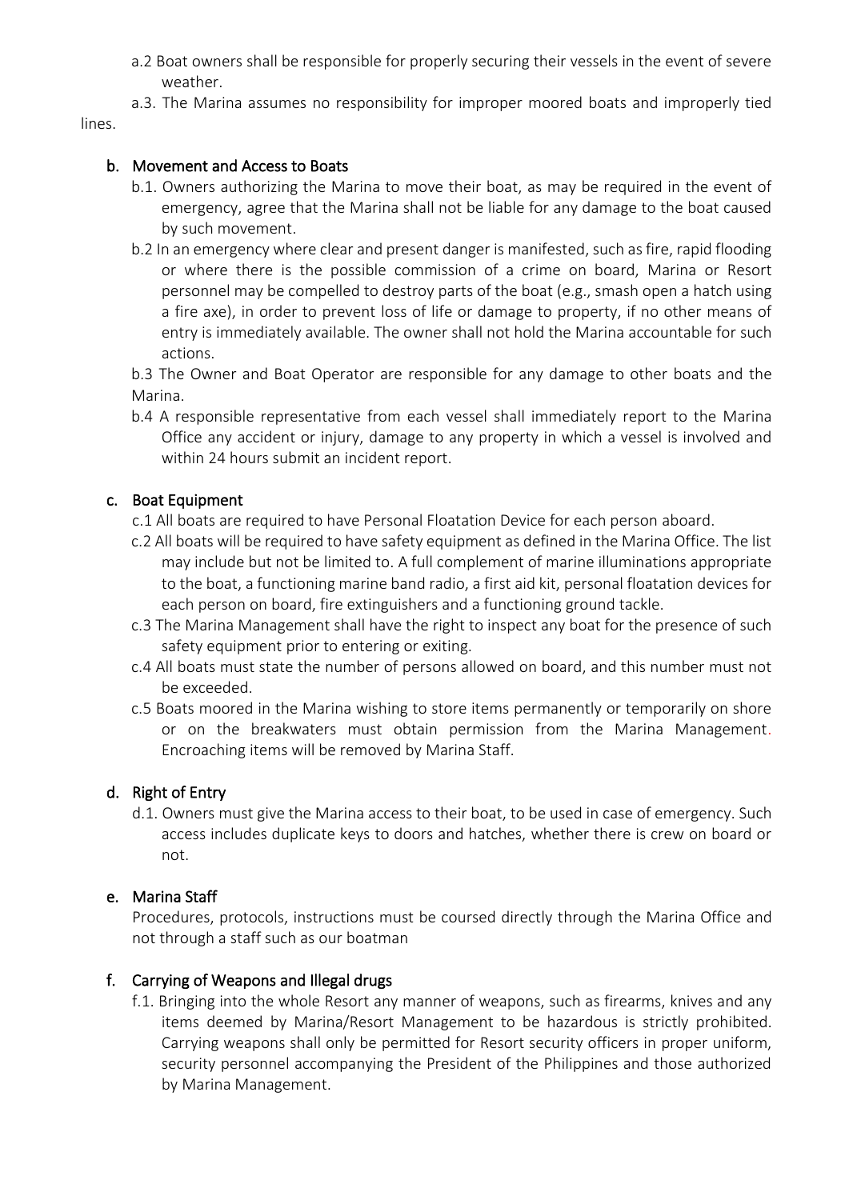a.2 Boat owners shall be responsible for properly securing their vessels in the event of severe weather.

a.3. The Marina assumes no responsibility for improper moored boats and improperly tied lines.

### b. Movement and Access to Boats

b.1. Owners authorizing the Marina to move their boat, as may be required in the event of emergency, agree that the Marina shall not be liable for any damage to the boat caused by such movement.

b.2 In an emergency where clear and present danger is manifested, such as fire, rapid flooding or where there is the possible commission of a crime on board, Marina or Resort personnel may be compelled to destroy parts of the boat (e.g., smash open a hatch using a fire axe), in order to prevent loss of life or damage to property, if no other means of entry is immediately available. The owner shall not hold the Marina accountable for such actions.

b.3 The Owner and Boat Operator are responsible for any damage to other boats and the Marina.

b.4 A responsible representative from each vessel shall immediately report to the Marina Office any accident or injury, damage to any property in which a vessel is involved and within 24 hours submit an incident report.

### c. Boat Equipment

c.1 All boats are required to have Personal Floatation Device for each person aboard.

c.2 All boats will be required to have safety equipment as defined in the Marina Office. The list may include but not be limited to. A full complement of marine illuminations appropriate to the boat, a functioning marine band radio, a first aid kit, personal floatation devices for each person on board, fire extinguishers and a functioning ground tackle.

c.3 The Marina Management shall have the right to inspect any boat for the presence of such safety equipment prior to entering or exiting.

c.4 All boats must state the number of persons allowed on board, and this number must not be exceeded.

c.5 Boats moored in the Marina wishing to store items permanently or temporarily on shore or on the breakwaters must obtain permission from the Marina Management. Encroaching items will be removed by Marina Staff.

### d. Right of Entry

d.1. Owners must give the Marina access to their boat, to be used in case of emergency. Such access includes duplicate keys to doors and hatches, whether there is crew on board or not.

### e. Marina Staff

Procedures, protocols, instructions must be coursed directly through the Marina Office and not through a staff such as our boatman

### f. Carrying of Weapons and Illegal drugs

f.1. Bringing into the whole Resort any manner of weapons, such as firearms, knives and any items deemed by Marina/Resort Management to be hazardous is strictly prohibited. Carrying weapons shall only be permitted for Resort security officers in proper uniform, security personnel accompanying the President of the Philippines and those authorized by Marina Management.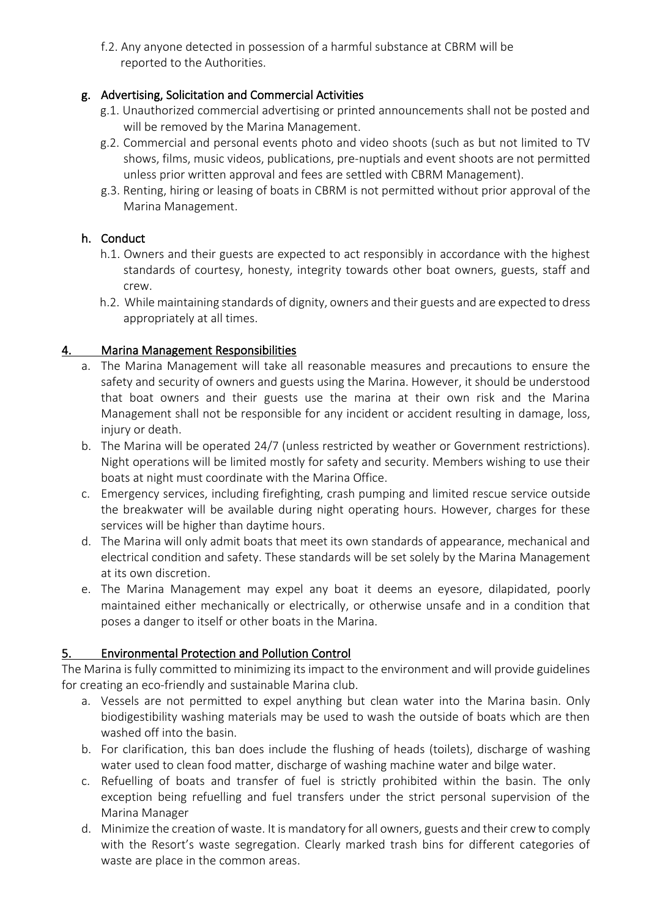f.2. Any anyone detected in possession of a harmful substance at CBRM will be reported to the Authorities.

**g. Advertising, Solicitation and Commercial Activities**

g.1. Unauthorized commercial advertising or printed announcements shall not be posted and will be removed by the Marina Management.

g.2. Commercial and personal events photo and video shoots (such as but not limited to TV shows, films, music videos, publications, pre-nuptials and event shoots are not permitted unless prior written approval and fees are settled with CBRM Management).

g.3. Renting, hiring or leasing of boats in CBRM is not permitted without prior approval of the Marina Management.

**h. Conduct**

h.1. Owners and their guests are expected to act responsibly in accordance with the highest standards of courtesy, honesty, integrity towards other boat owners, guests, staff and crew.

h.2. While maintaining standards of dignity, owners and their guests and are expected to dress appropriately at all times.

## 4. Marina Management Responsibilities

a. The Marina Management will take all reasonable measures and precautions to ensure the safety and security of owners and guests using the Marina. However, it should be understood that boat owners and their guests use the marina at their own risk and the Marina Management shall not be responsible for any incident or accident resulting in damage, loss, injury or death.

b. The Marina will be operated 24/7 (unless restricted by weather or Government restrictions). Night operations will be limited mostly for safety and security. Members wishing to use their boats at night must coordinate with the Marina Office.

c. Emergency services, including firefighting, crash pumping and limited rescue service outside the breakwater will be available during night operating hours. However, charges for these services will be higher than daytime hours.

d. The Marina will only admit boats that meet its own standards of appearance, mechanical and electrical condition and safety. These standards will be set solely by the Marina Management at its own discretion.

e. The Marina Management may expel any boat it deems an eyesore, dilapidated, poorly maintained either mechanically or electrically, or otherwise unsafe and in a condition that poses a danger to itself or other boats in the Marina.

## 5. Environmental Protection and Pollution Control

The Marina is fully committed to minimizing its impact to the environment and will provide guidelines for creating an eco-friendly and sustainable Marina club.

a. Vessels are not permitted to expel anything but clean water into the Marina basin. Only biodigestibility washing materials may be used to wash the outside of boats which are then washed off into the basin.

b. For clarification, this ban does include the flushing of heads (toilets), discharge of washing water used to clean food matter, discharge of washing machine water and bilge water.

c. Refuelling of boats and transfer of fuel is strictly prohibited within the basin. The only exception being refuelling and fuel transfers under the strict personal supervision of the Marina Manager

d. Minimize the creation of waste. It is mandatory for all owners, guests and their crew to comply with the Resort's waste segregation. Clearly marked trash bins for different categories of waste are place in the common areas.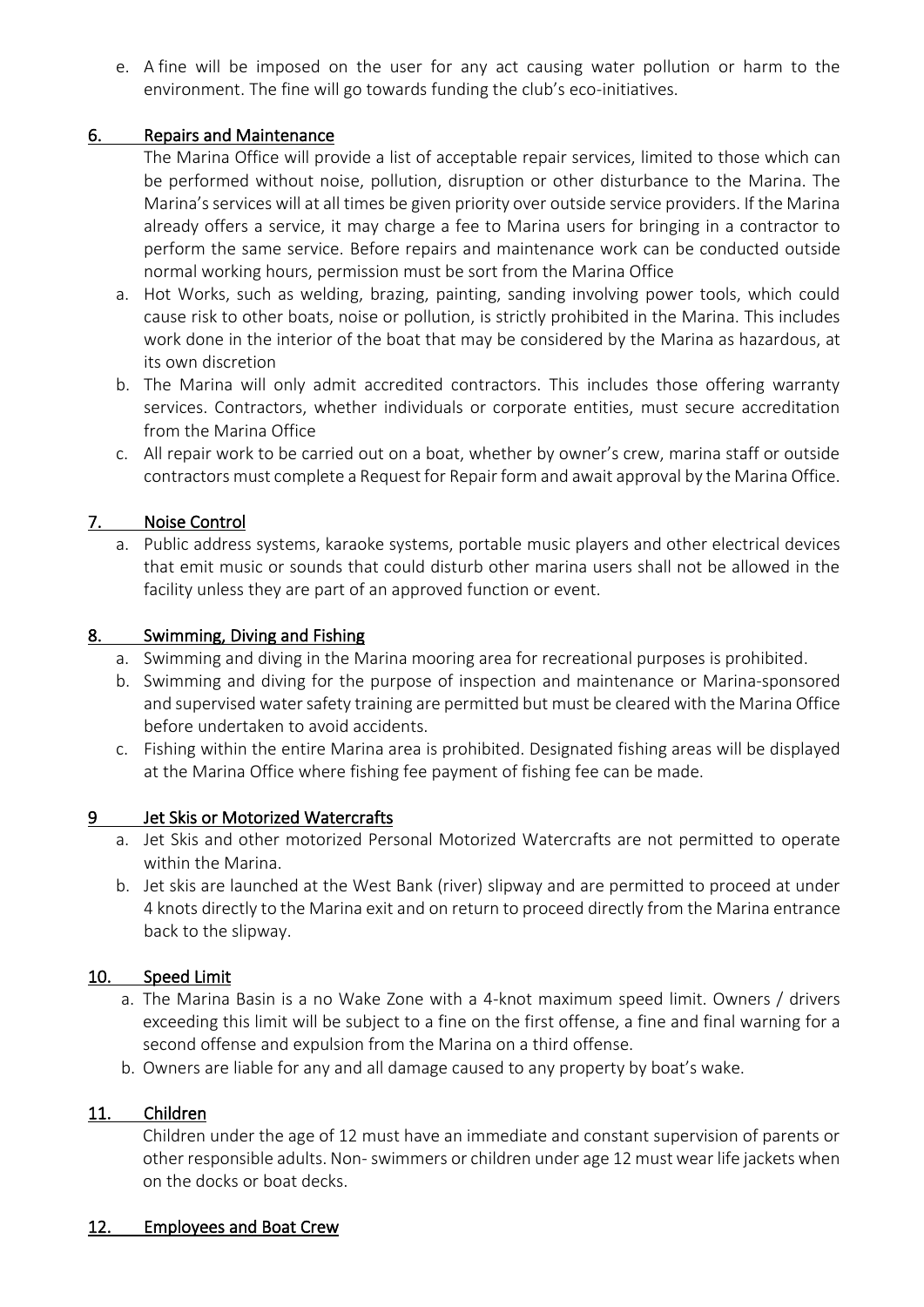e. A fine will be imposed on the user for any act causing water pollution or harm to the environment. The fine will go towards funding the club's eco-initiatives.

## 6. Repairs and Maintenance

The Marina Office will provide a list of acceptable repair services, limited to those which can be performed without noise, pollution, disruption or other disturbance to the Marina. The Marina's services will at all times be given priority over outside service providers. If the Marina already offers a service, it may charge a fee to Marina users for bringing in a contractor to perform the same service. Before repairs and maintenance work can be conducted outside normal working hours, permission must be sort from the Marina Office

a. Hot Works, such as welding, brazing, painting, sanding involving power tools, which could cause risk to other boats, noise or pollution, is strictly prohibited in the Marina. This includes work done in the interior of the boat that may be considered by the Marina as hazardous, at its own discretion
b. The Marina will only admit accredited contractors. This includes those offering warranty services. Contractors, whether individuals or corporate entities, must secure accreditation from the Marina Office
c. All repair work to be carried out on a boat, whether by owner's crew, marina staff or outside contractors must complete a Request for Repair form and await approval by the Marina Office.

## 7. Noise Control

a. Public address systems, karaoke systems, portable music players and other electrical devices that emit music or sounds that could disturb other marina users shall not be allowed in the facility unless they are part of an approved function or event.

## 8. Swimming, Diving and Fishing

a. Swimming and diving in the Marina mooring area for recreational purposes is prohibited.
b. Swimming and diving for the purpose of inspection and maintenance or Marina-sponsored and supervised water safety training are permitted but must be cleared with the Marina Office before undertaken to avoid accidents.
c. Fishing within the entire Marina area is prohibited. Designated fishing areas will be displayed at the Marina Office where fishing fee payment of fishing fee can be made.

## 9 Jet Skis or Motorized Watercrafts

a. Jet Skis and other motorized Personal Motorized Watercrafts are not permitted to operate within the Marina.
b. Jet skis are launched at the West Bank (river) slipway and are permitted to proceed at under 4 knots directly to the Marina exit and on return to proceed directly from the Marina entrance back to the slipway.

## 10. Speed Limit

a. The Marina Basin is a no Wake Zone with a 4-knot maximum speed limit. Owners / drivers exceeding this limit will be subject to a fine on the first offense, a fine and final warning for a second offense and expulsion from the Marina on a third offense.
b. Owners are liable for any and all damage caused to any property by boat's wake.

## 11. Children

Children under the age of 12 must have an immediate and constant supervision of parents or other responsible adults. Non- swimmers or children under age 12 must wear life jackets when on the docks or boat decks.

## 12. Employees and Boat Crew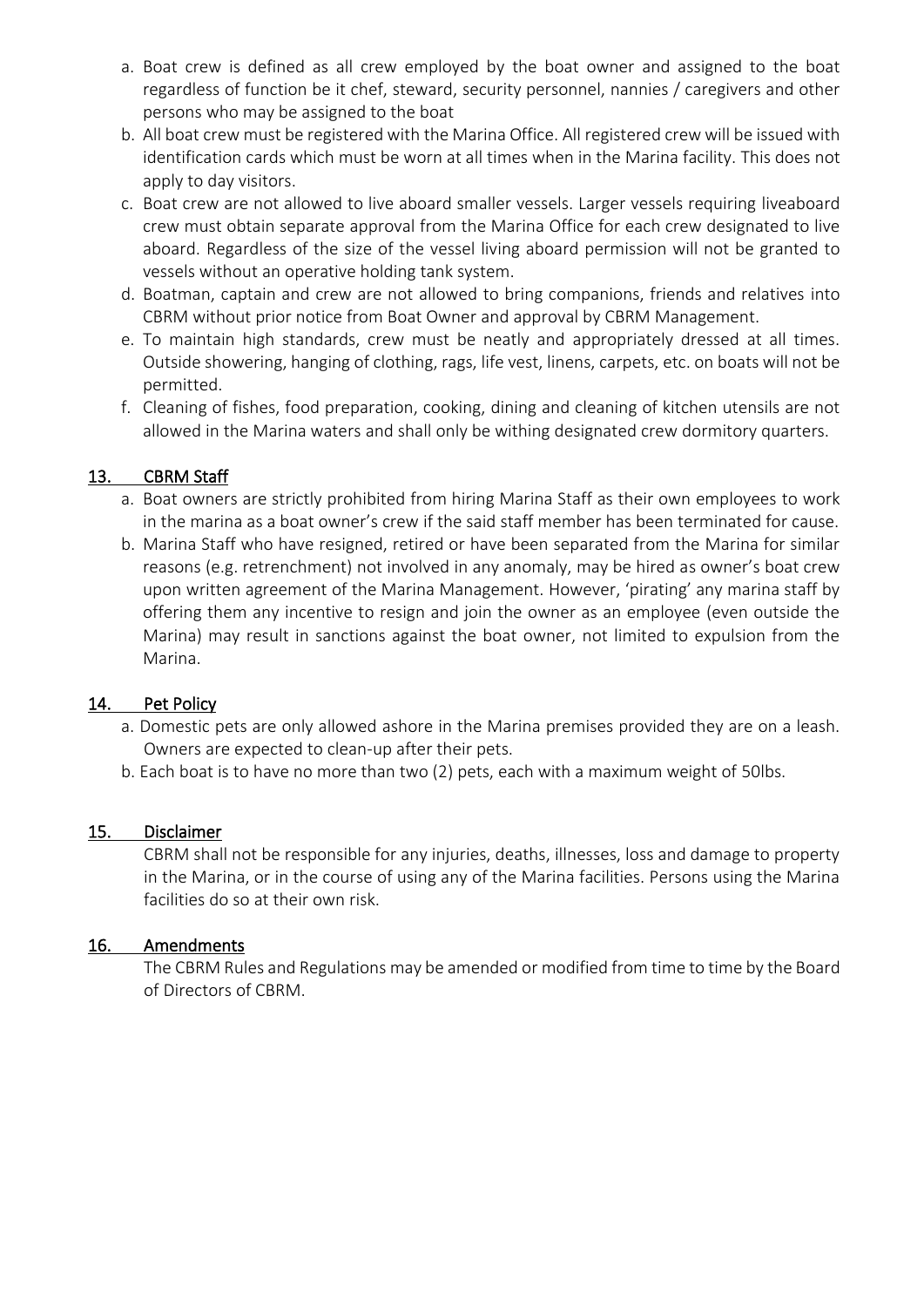a. Boat crew is defined as all crew employed by the boat owner and assigned to the boat regardless of function be it chef, steward, security personnel, nannies / caregivers and other persons who may be assigned to the boat
b. All boat crew must be registered with the Marina Office. All registered crew will be issued with identification cards which must be worn at all times when in the Marina facility. This does not apply to day visitors.
c. Boat crew are not allowed to live aboard smaller vessels. Larger vessels requiring liveaboard crew must obtain separate approval from the Marina Office for each crew designated to live aboard. Regardless of the size of the vessel living aboard permission will not be granted to vessels without an operative holding tank system.
d. Boatman, captain and crew are not allowed to bring companions, friends and relatives into CBRM without prior notice from Boat Owner and approval by CBRM Management.
e. To maintain high standards, crew must be neatly and appropriately dressed at all times. Outside showering, hanging of clothing, rags, life vest, linens, carpets, etc. on boats will not be permitted.
f. Cleaning of fishes, food preparation, cooking, dining and cleaning of kitchen utensils are not allowed in the Marina waters and shall only be withing designated crew dormitory quarters.

## 13. CBRM Staff

a. Boat owners are strictly prohibited from hiring Marina Staff as their own employees to work in the marina as a boat owner's crew if the said staff member has been terminated for cause.
b. Marina Staff who have resigned, retired or have been separated from the Marina for similar reasons (e.g. retrenchment) not involved in any anomaly, may be hired as owner's boat crew upon written agreement of the Marina Management. However, 'pirating' any marina staff by offering them any incentive to resign and join the owner as an employee (even outside the Marina) may result in sanctions against the boat owner, not limited to expulsion from the Marina.

## 14. Pet Policy

a. Domestic pets are only allowed ashore in the Marina premises provided they are on a leash. Owners are expected to clean-up after their pets.
b. Each boat is to have no more than two (2) pets, each with a maximum weight of 50lbs.

## 15. Disclaimer

CBRM shall not be responsible for any injuries, deaths, illnesses, loss and damage to property in the Marina, or in the course of using any of the Marina facilities. Persons using the Marina facilities do so at their own risk.

## 16. Amendments

The CBRM Rules and Regulations may be amended or modified from time to time by the Board of Directors of CBRM.